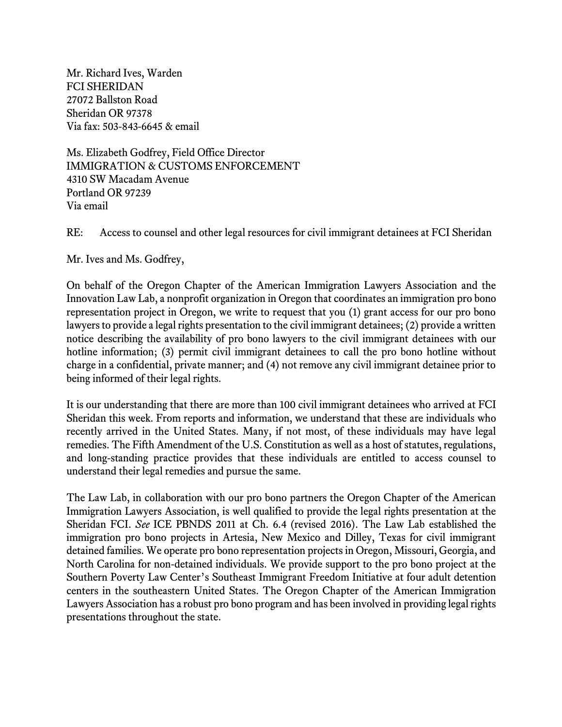Mr. Richard Ives, Warden
FCI SHERIDAN
27072 Ballston Road
Sheridan OR 97378
Via fax: 503-843-6645 & email

Ms. Elizabeth Godfrey, Field Office Director
IMMIGRATION & CUSTOMS ENFORCEMENT
4310 SW Macadam Avenue
Portland OR 97239
Via email

RE: Access to counsel and other legal resources for civil immigrant detainees at FCI Sheridan

Mr. Ives and Ms. Godfrey,

On behalf of the Oregon Chapter of the American Immigration Lawyers Association and the Innovation Law Lab, a nonprofit organization in Oregon that coordinates an immigration pro bono representation project in Oregon, we write to request that you (1) grant access for our pro bono lawyers to provide a legal rights presentation to the civil immigrant detainees; (2) provide a written notice describing the availability of pro bono lawyers to the civil immigrant detainees with our hotline information; (3) permit civil immigrant detainees to call the pro bono hotline without charge in a confidential, private manner; and (4) not remove any civil immigrant detainee prior to being informed of their legal rights.

It is our understanding that there are more than 100 civil immigrant detainees who arrived at FCI Sheridan this week. From reports and information, we understand that these are individuals who recently arrived in the United States. Many, if not most, of these individuals may have legal remedies. The Fifth Amendment of the U.S. Constitution as well as a host of statutes, regulations, and long-standing practice provides that these individuals are entitled to access counsel to understand their legal remedies and pursue the same.

The Law Lab, in collaboration with our pro bono partners the Oregon Chapter of the American Immigration Lawyers Association, is well qualified to provide the legal rights presentation at the Sheridan FCI. *See* ICE PBNDS 2011 at Ch. 6.4 (revised 2016). The Law Lab established the immigration pro bono projects in Artesia, New Mexico and Dilley, Texas for civil immigrant detained families. We operate pro bono representation projects in Oregon, Missouri, Georgia, and North Carolina for non-detained individuals. We provide support to the pro bono project at the Southern Poverty Law Center's Southeast Immigrant Freedom Initiative at four adult detention centers in the southeastern United States. The Oregon Chapter of the American Immigration Lawyers Association has a robust pro bono program and has been involved in providing legal rights presentations throughout the state.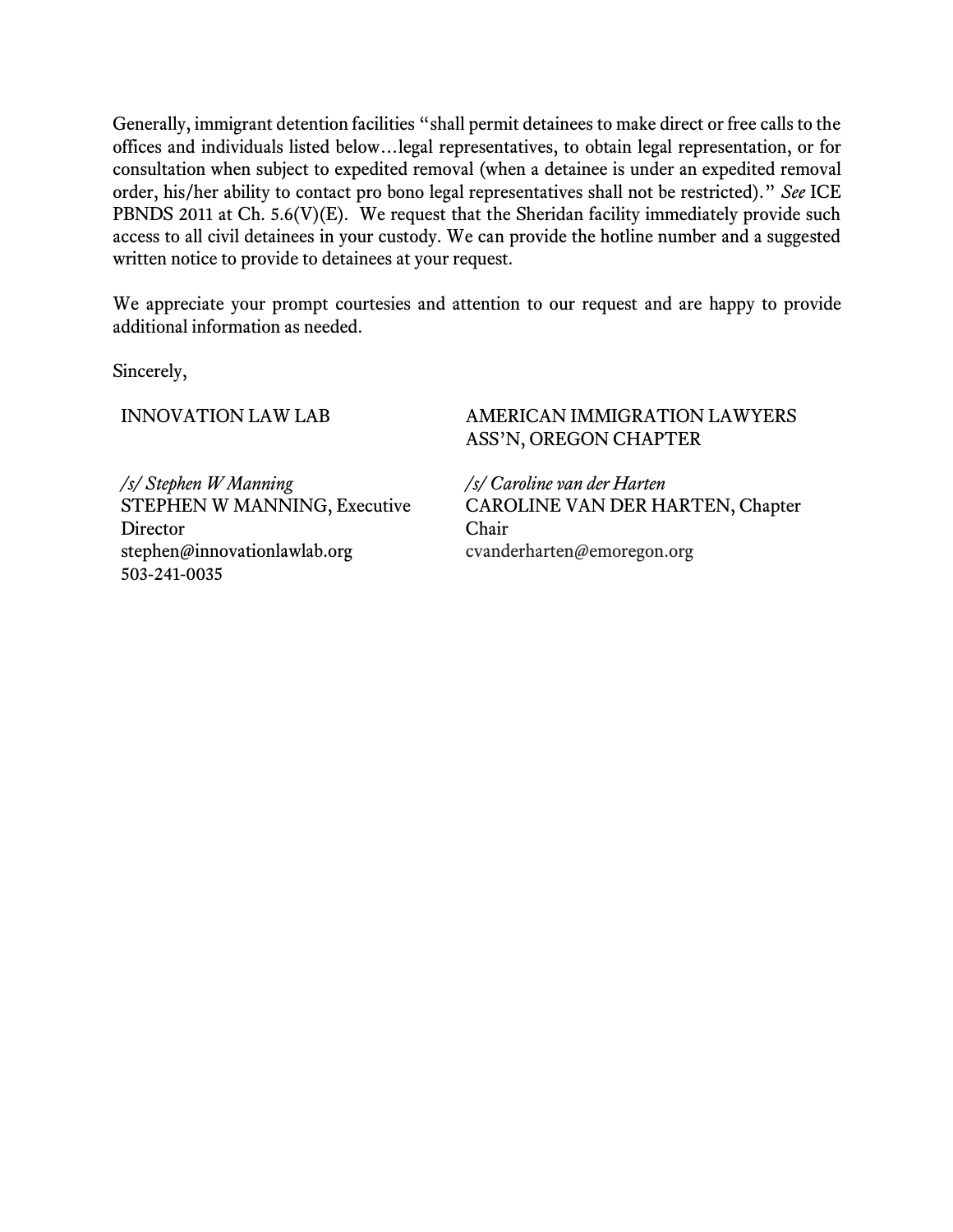Generally, immigrant detention facilities "shall permit detainees to make direct or free calls to the offices and individuals listed below…legal representatives, to obtain legal representation, or for consultation when subject to expedited removal (when a detainee is under an expedited removal order, his/her ability to contact pro bono legal representatives shall not be restricted)." *See* ICE PBNDS 2011 at Ch. 5.6(V)(E). We request that the Sheridan facility immediately provide such access to all civil detainees in your custody. We can provide the hotline number and a suggested written notice to provide to detainees at your request.

We appreciate your prompt courtesies and attention to our request and are happy to provide additional information as needed.

Sincerely,

INNOVATION LAW LAB

*/s/ Stephen W Manning*
STEPHEN W MANNING, Executive Director
stephen@innovationlawlab.org
503-241-0035

AMERICAN IMMIGRATION LAWYERS ASS'N, OREGON CHAPTER

*/s/ Caroline van der Harten*
CAROLINE VAN DER HARTEN, Chapter Chair
cvanderharten@emoregon.org